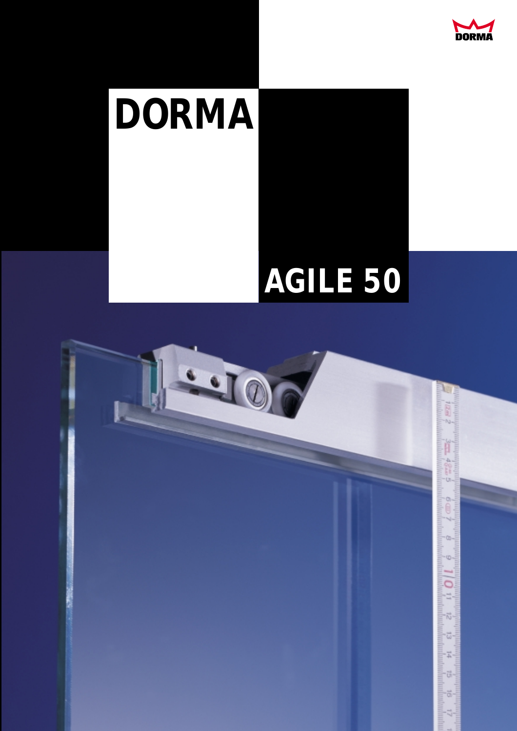# DORMA

## AGILE 50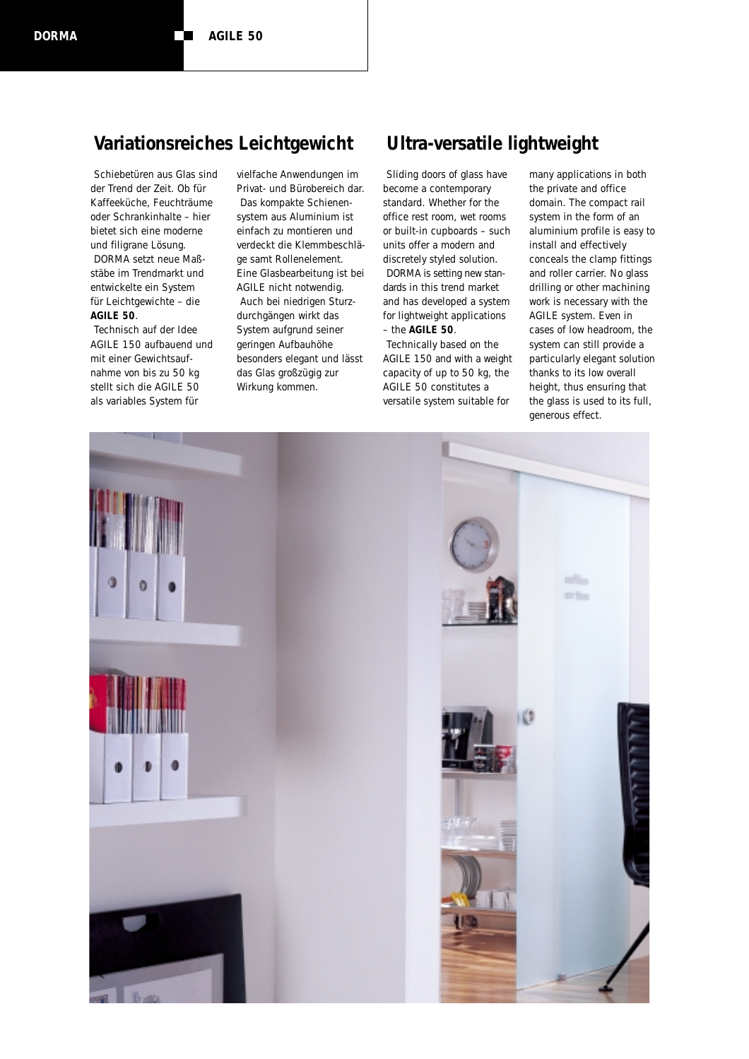## Variationsreiches Leichtgewicht

Schiebetüren aus Glas sind der Trend der Zeit. Ob für Kaffeeküche, Feuchträume oder Schrankinhalte – hier bietet sich eine moderne und filigrane Lösung.

DORMA setzt neue Maßstäbe im Trendmarkt und entwickelte ein System für Leichtgewichte – die **AGILE 50**.

Technisch auf der Idee AGILE 150 aufbauend und mit einer Gewichtsaufnahme von bis zu 50 kg stellt sich die AGILE 50 als variables System für vielfache Anwendungen im Privat- und Bürobereich dar.

Das kompakte Schienensystem aus Aluminium ist einfach zu montieren und verdeckt die Klemmbeschläge samt Rollenelement. Eine Glasbearbeitung ist bei AGILE nicht notwendig.

Auch bei niedrigen Sturzdurchgängen wirkt das System aufgrund seiner geringen Aufbauhöhe besonders elegant und lässt das Glas großzügig zur Wirkung kommen.

## Ultra-versatile lightweight

Sliding doors of glass have become a contemporary standard. Whether for the office rest room, wet rooms or built-in cupboards – such units offer a modern and discretely styled solution.

DORMA is setting new standards in this trend market and has developed a system for lightweight applications – the **AGILE 50**.

Technically based on the AGILE 150 and with a weight capacity of up to 50 kg, the AGILE 50 constitutes a versatile system suitable for many applications in both the private and office domain. The compact rail system in the form of an aluminium profile is easy to install and effectively conceals the clamp fittings and roller carrier. No glass drilling or other machining work is necessary with the AGILE system. Even in cases of low headroom, the system can still provide a particularly elegant solution thanks to its low overall height, thus ensuring that the glass is used to its full, generous effect.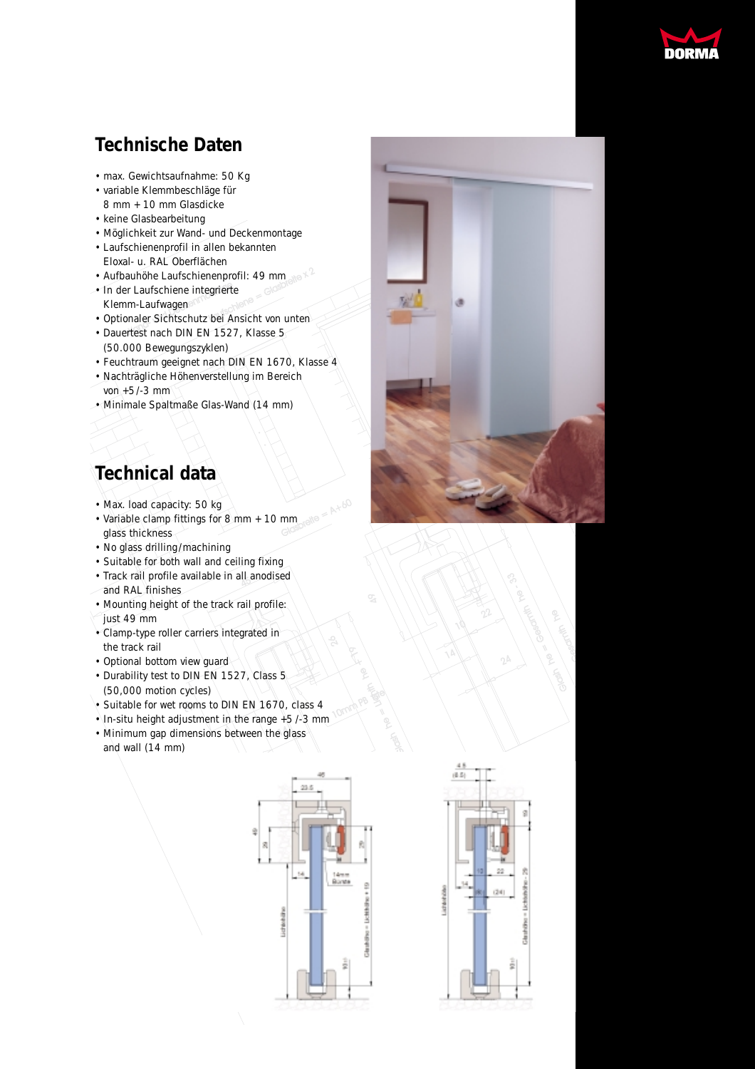## Technische Daten

- max. Gewichtsaufnahme: 50 Kg
- variable Klemmbeschläge für 8 mm + 10 mm Glasdicke
- keine Glasbearbeitung
- Möglichkeit zur Wand- und Deckenmontage
- Laufschienenprofil in allen bekannten Eloxal- u. RAL Oberflächen
- Aufbauhöhe Laufschienenprofil: 49 mm
- In der Laufschiene integrierte Klemm-Laufwagen
- Optionaler Sichtschutz bei Ansicht von unten
- Dauertest nach DIN EN 1527, Klasse 5 (50.000 Bewegungszyklen)
- Feuchtraum geeignet nach DIN EN 1670, Klasse 4
- Nachträgliche Höhenverstellung im Bereich von +5 /-3 mm
- Minimale Spaltmaße Glas-Wand (14 mm)

## Technical data

- Max. load capacity: 50 kg
- Variable clamp fittings for 8 mm + 10 mm glass thickness
- No glass drilling/machining
- Suitable for both wall and ceiling fixing
- Track rail profile available in all anodised and RAL finishes
- Mounting height of the track rail profile: just 49 mm
- Clamp-type roller carriers integrated in the track rail
- Optional bottom view guard
- Durability test to DIN EN 1527, Class 5 (50,000 motion cycles)
- Suitable for wet rooms to DIN EN 1670, class 4
- In-situ height adjustment in the range +5 /-3 mm
- Minimum gap dimensions between the glass and wall (14 mm)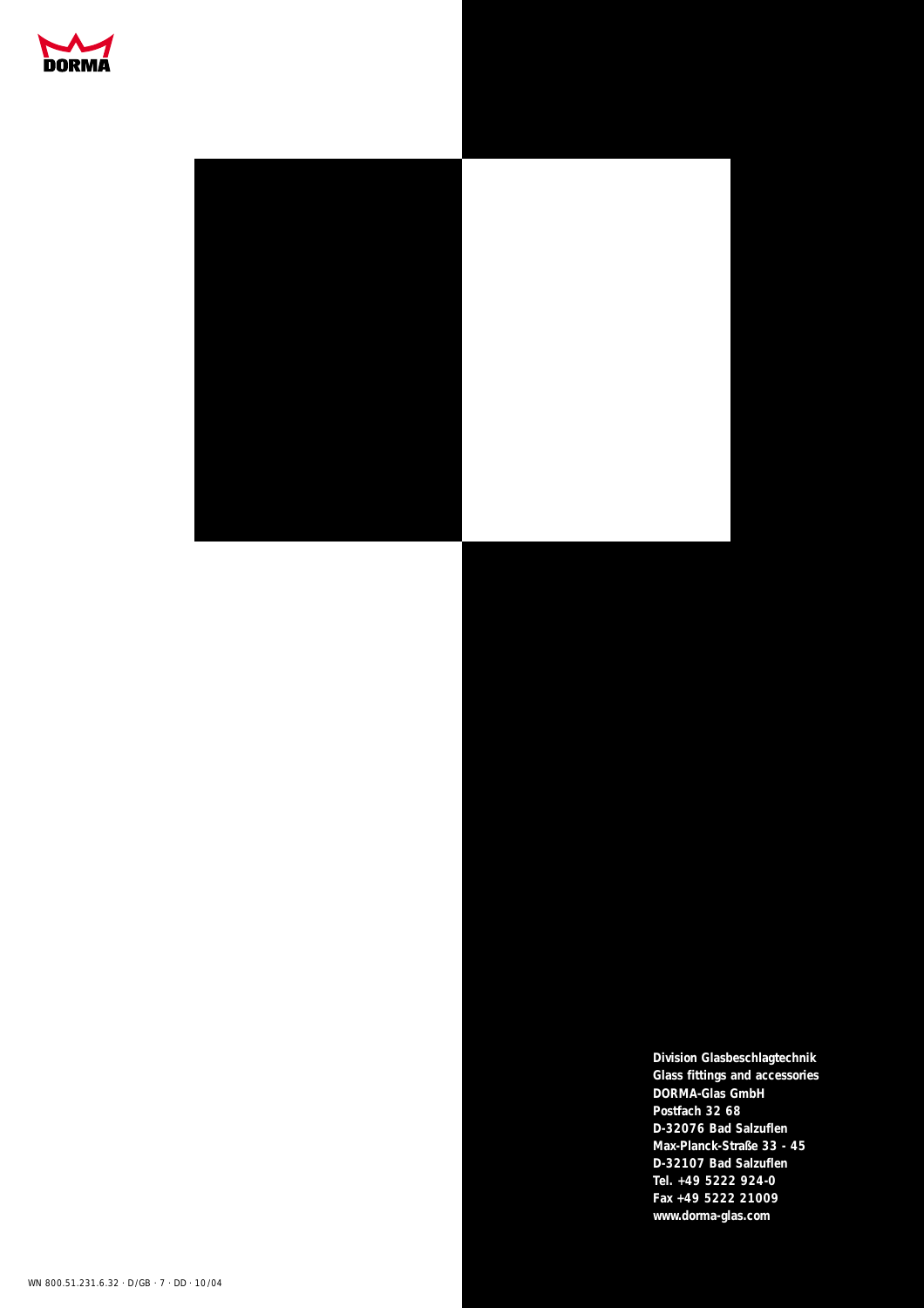DORMA

**Division Glasbeschlagtechnik**
**Glass fittings and accessories**
**DORMA-Glas GmbH**
**Postfach 32 68**
**D-32076 Bad Salzuflen**
**Max-Planck-Straße 33 - 45**
**D-32107 Bad Salzuflen**
**Tel. +49 5222 924-0**
**Fax +49 5222 21009**
**www.dorma-glas.com**

WN 800.51.231.6.32 · D/GB · 7 · DD · 10/04